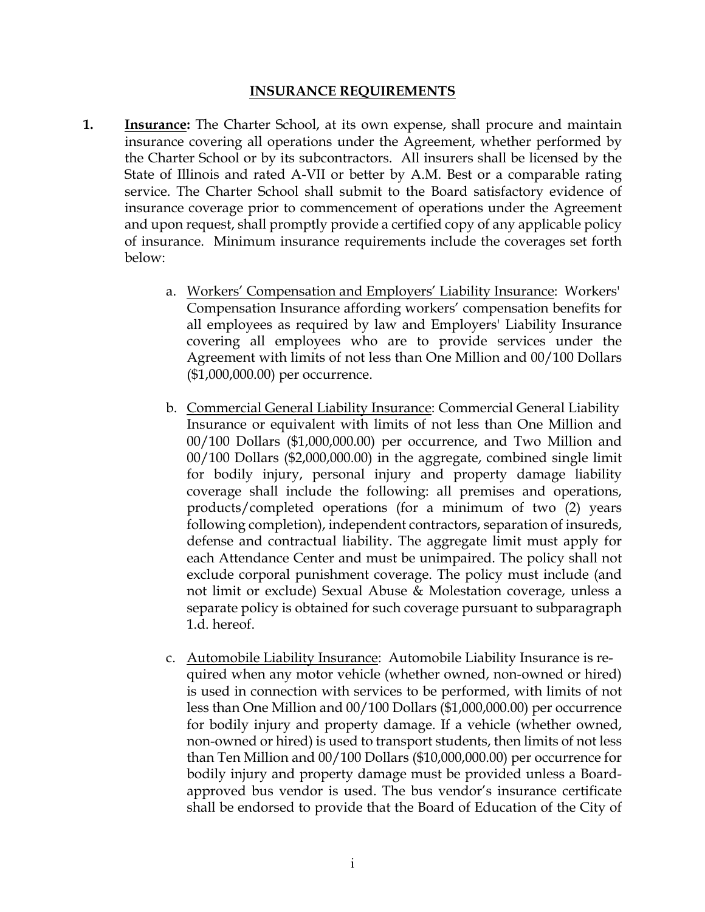## INSURANCE REQUIREMENTS

1. **Insurance:** The Charter School, at its own expense, shall procure and maintain insurance covering all operations under the Agreement, whether performed by the Charter School or by its subcontractors. All insurers shall be licensed by the State of Illinois and rated A-VII or better by A.M. Best or a comparable rating service. The Charter School shall submit to the Board satisfactory evidence of insurance coverage prior to commencement of operations under the Agreement and upon request, shall promptly provide a certified copy of any applicable policy of insurance. Minimum insurance requirements include the coverages set forth below:

   a. Workers' Compensation and Employers' Liability Insurance: Workers' Compensation Insurance affording workers' compensation benefits for all employees as required by law and Employers' Liability Insurance covering all employees who are to provide services under the Agreement with limits of not less than One Million and 00/100 Dollars ($1,000,000.00) per occurrence.

   b. Commercial General Liability Insurance: Commercial General Liability Insurance or equivalent with limits of not less than One Million and 00/100 Dollars ($1,000,000.00) per occurrence, and Two Million and 00/100 Dollars ($2,000,000.00) in the aggregate, combined single limit for bodily injury, personal injury and property damage liability coverage shall include the following: all premises and operations, products/completed operations (for a minimum of two (2) years following completion), independent contractors, separation of insureds, defense and contractual liability. The aggregate limit must apply for each Attendance Center and must be unimpaired. The policy shall not exclude corporal punishment coverage. The policy must include (and not limit or exclude) Sexual Abuse & Molestation coverage, unless a separate policy is obtained for such coverage pursuant to subparagraph 1.d. hereof.

   c. Automobile Liability Insurance: Automobile Liability Insurance is required when any motor vehicle (whether owned, non-owned or hired) is used in connection with services to be performed, with limits of not less than One Million and 00/100 Dollars ($1,000,000.00) per occurrence for bodily injury and property damage. If a vehicle (whether owned, non-owned or hired) is used to transport students, then limits of not less than Ten Million and 00/100 Dollars ($10,000,000.00) per occurrence for bodily injury and property damage must be provided unless a Board-approved bus vendor is used. The bus vendor's insurance certificate shall be endorsed to provide that the Board of Education of the City of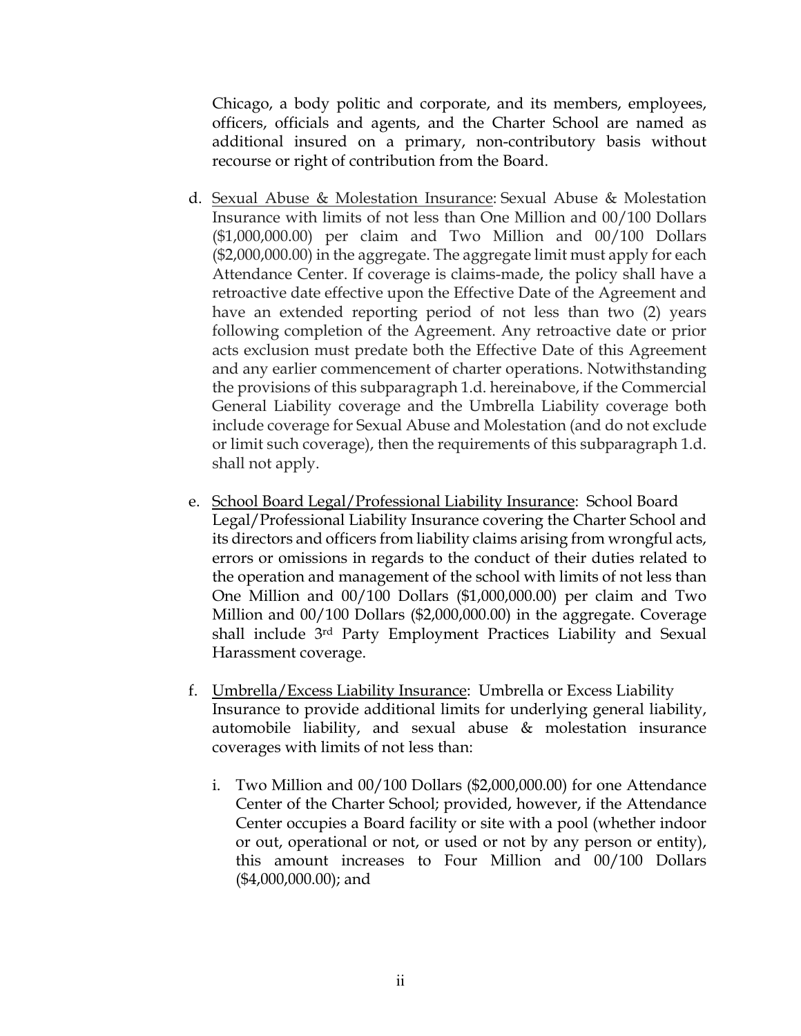Chicago, a body politic and corporate, and its members, employees, officers, officials and agents, and the Charter School are named as additional insured on a primary, non-contributory basis without recourse or right of contribution from the Board.

d. Sexual Abuse & Molestation Insurance: Sexual Abuse & Molestation Insurance with limits of not less than One Million and 00/100 Dollars ($1,000,000.00) per claim and Two Million and 00/100 Dollars ($2,000,000.00) in the aggregate. The aggregate limit must apply for each Attendance Center. If coverage is claims-made, the policy shall have a retroactive date effective upon the Effective Date of the Agreement and have an extended reporting period of not less than two (2) years following completion of the Agreement. Any retroactive date or prior acts exclusion must predate both the Effective Date of this Agreement and any earlier commencement of charter operations. Notwithstanding the provisions of this subparagraph 1.d. hereinabove, if the Commercial General Liability coverage and the Umbrella Liability coverage both include coverage for Sexual Abuse and Molestation (and do not exclude or limit such coverage), then the requirements of this subparagraph 1.d. shall not apply.

e. School Board Legal/Professional Liability Insurance: School Board Legal/Professional Liability Insurance covering the Charter School and its directors and officers from liability claims arising from wrongful acts, errors or omissions in regards to the conduct of their duties related to the operation and management of the school with limits of not less than One Million and 00/100 Dollars ($1,000,000.00) per claim and Two Million and 00/100 Dollars ($2,000,000.00) in the aggregate. Coverage shall include 3rd Party Employment Practices Liability and Sexual Harassment coverage.

f. Umbrella/Excess Liability Insurance: Umbrella or Excess Liability Insurance to provide additional limits for underlying general liability, automobile liability, and sexual abuse & molestation insurance coverages with limits of not less than:

   i. Two Million and 00/100 Dollars ($2,000,000.00) for one Attendance Center of the Charter School; provided, however, if the Attendance Center occupies a Board facility or site with a pool (whether indoor or out, operational or not, or used or not by any person or entity), this amount increases to Four Million and 00/100 Dollars ($4,000,000.00); and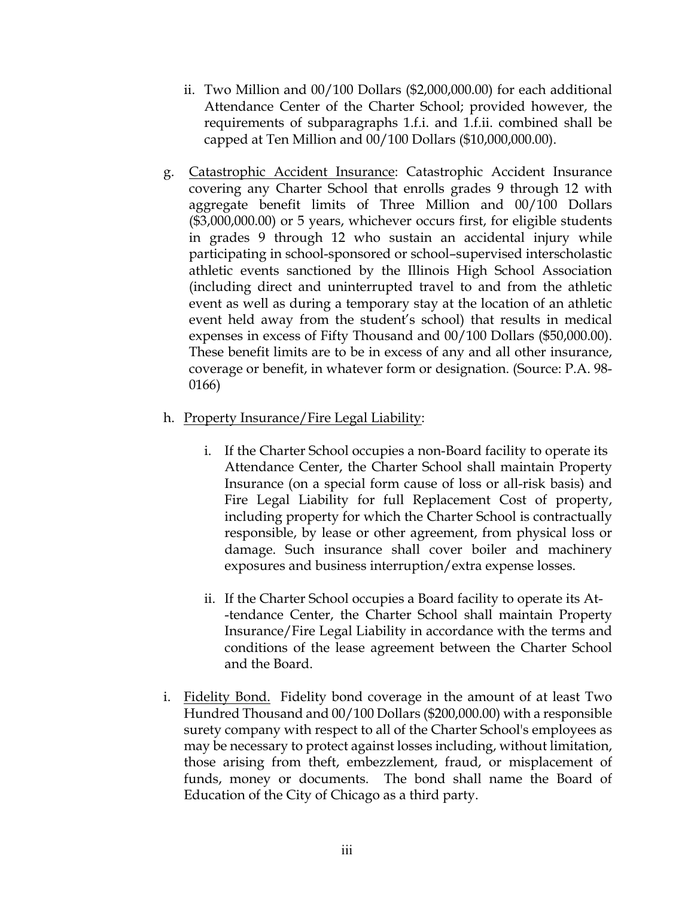ii. Two Million and 00/100 Dollars ($2,000,000.00) for each additional Attendance Center of the Charter School; provided however, the requirements of subparagraphs 1.f.i. and 1.f.ii. combined shall be capped at Ten Million and 00/100 Dollars ($10,000,000.00).

g. <u>Catastrophic Accident Insurance</u>: Catastrophic Accident Insurance covering any Charter School that enrolls grades 9 through 12 with aggregate benefit limits of Three Million and 00/100 Dollars ($3,000,000.00) or 5 years, whichever occurs first, for eligible students in grades 9 through 12 who sustain an accidental injury while participating in school-sponsored or school–supervised interscholastic athletic events sanctioned by the Illinois High School Association (including direct and uninterrupted travel to and from the athletic event as well as during a temporary stay at the location of an athletic event held away from the student's school) that results in medical expenses in excess of Fifty Thousand and 00/100 Dollars ($50,000.00). These benefit limits are to be in excess of any and all other insurance, coverage or benefit, in whatever form or designation. (Source: P.A. 98-0166)

h. <u>Property Insurance/Fire Legal Liability</u>:

i. If the Charter School occupies a non-Board facility to operate its Attendance Center, the Charter School shall maintain Property Insurance (on a special form cause of loss or all-risk basis) and Fire Legal Liability for full Replacement Cost of property, including property for which the Charter School is contractually responsible, by lease or other agreement, from physical loss or damage. Such insurance shall cover boiler and machinery exposures and business interruption/extra expense losses.

ii. If the Charter School occupies a Board facility to operate its At--tendance Center, the Charter School shall maintain Property Insurance/Fire Legal Liability in accordance with the terms and conditions of the lease agreement between the Charter School and the Board.

i. <u>Fidelity Bond.</u> Fidelity bond coverage in the amount of at least Two Hundred Thousand and 00/100 Dollars ($200,000.00) with a responsible surety company with respect to all of the Charter School's employees as may be necessary to protect against losses including, without limitation, those arising from theft, embezzlement, fraud, or misplacement of funds, money or documents. The bond shall name the Board of Education of the City of Chicago as a third party.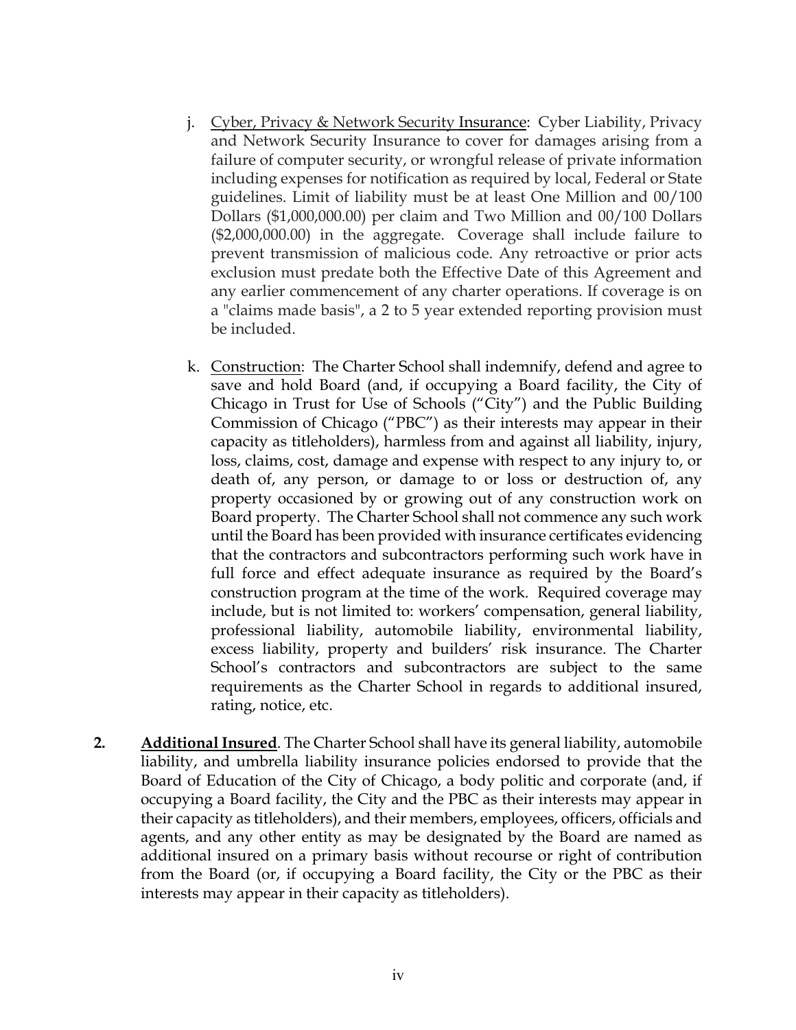j. Cyber, Privacy & Network Security Insurance: Cyber Liability, Privacy and Network Security Insurance to cover for damages arising from a failure of computer security, or wrongful release of private information including expenses for notification as required by local, Federal or State guidelines. Limit of liability must be at least One Million and 00/100 Dollars ($1,000,000.00) per claim and Two Million and 00/100 Dollars ($2,000,000.00) in the aggregate. Coverage shall include failure to prevent transmission of malicious code. Any retroactive or prior acts exclusion must predate both the Effective Date of this Agreement and any earlier commencement of any charter operations. If coverage is on a "claims made basis", a 2 to 5 year extended reporting provision must be included.

k. Construction: The Charter School shall indemnify, defend and agree to save and hold Board (and, if occupying a Board facility, the City of Chicago in Trust for Use of Schools ("City") and the Public Building Commission of Chicago ("PBC") as their interests may appear in their capacity as titleholders), harmless from and against all liability, injury, loss, claims, cost, damage and expense with respect to any injury to, or death of, any person, or damage to or loss or destruction of, any property occasioned by or growing out of any construction work on Board property. The Charter School shall not commence any such work until the Board has been provided with insurance certificates evidencing that the contractors and subcontractors performing such work have in full force and effect adequate insurance as required by the Board's construction program at the time of the work. Required coverage may include, but is not limited to: workers' compensation, general liability, professional liability, automobile liability, environmental liability, excess liability, property and builders' risk insurance. The Charter School's contractors and subcontractors are subject to the same requirements as the Charter School in regards to additional insured, rating, notice, etc.

**2. Additional Insured**. The Charter School shall have its general liability, automobile liability, and umbrella liability insurance policies endorsed to provide that the Board of Education of the City of Chicago, a body politic and corporate (and, if occupying a Board facility, the City and the PBC as their interests may appear in their capacity as titleholders), and their members, employees, officers, officials and agents, and any other entity as may be designated by the Board are named as additional insured on a primary basis without recourse or right of contribution from the Board (or, if occupying a Board facility, the City or the PBC as their interests may appear in their capacity as titleholders).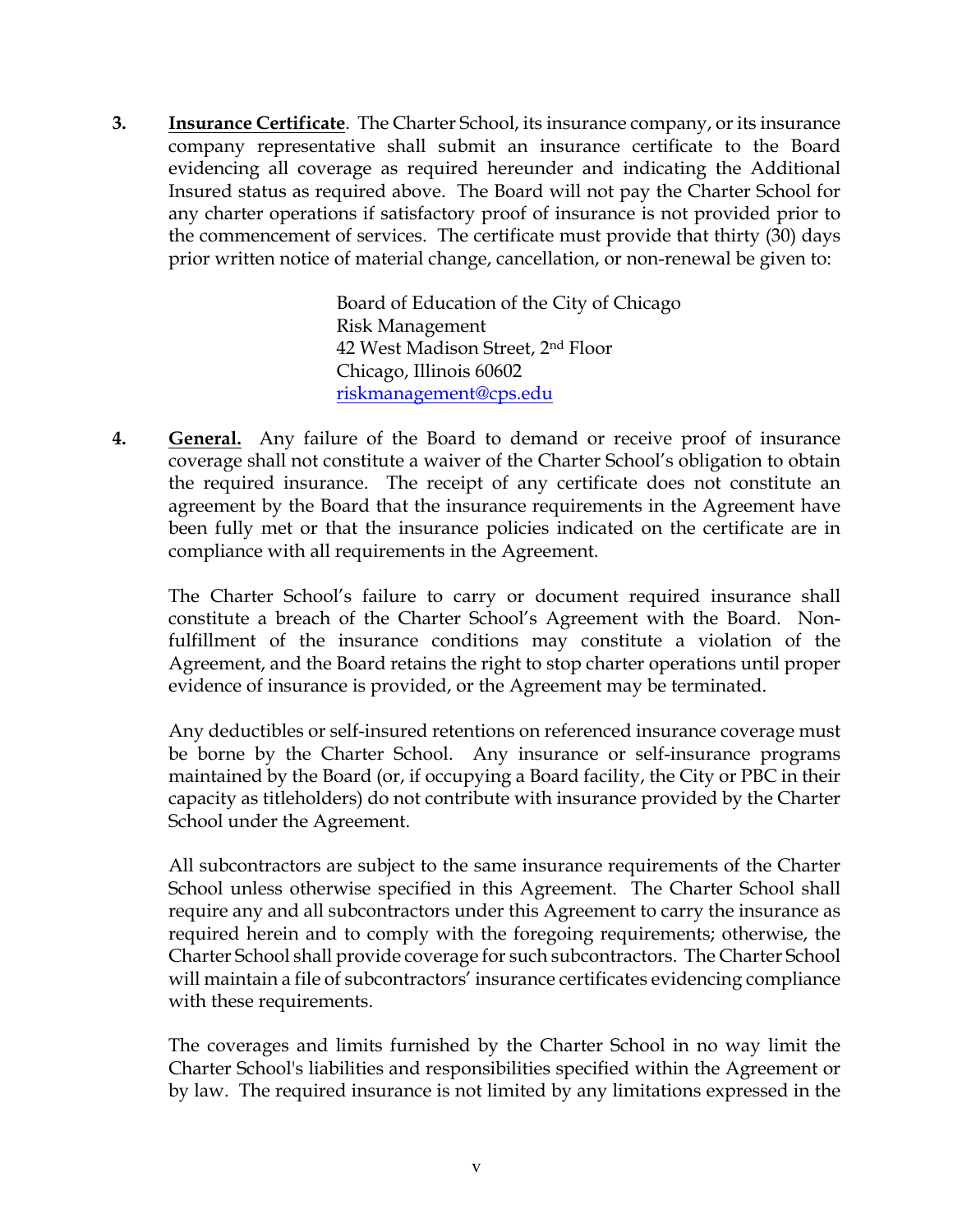3. **<u>Insurance Certificate</u>**. The Charter School, its insurance company, or its insurance company representative shall submit an insurance certificate to the Board evidencing all coverage as required hereunder and indicating the Additional Insured status as required above. The Board will not pay the Charter School for any charter operations if satisfactory proof of insurance is not provided prior to the commencement of services. The certificate must provide that thirty (30) days prior written notice of material change, cancellation, or non-renewal be given to:

   Board of Education of the City of Chicago
   Risk Management
   42 West Madison Street, 2nd Floor
   Chicago, Illinois 60602
   riskmanagement@cps.edu

4. **<u>General.</u>** Any failure of the Board to demand or receive proof of insurance coverage shall not constitute a waiver of the Charter School's obligation to obtain the required insurance. The receipt of any certificate does not constitute an agreement by the Board that the insurance requirements in the Agreement have been fully met or that the insurance policies indicated on the certificate are in compliance with all requirements in the Agreement.

   The Charter School's failure to carry or document required insurance shall constitute a breach of the Charter School's Agreement with the Board. Non-fulfillment of the insurance conditions may constitute a violation of the Agreement, and the Board retains the right to stop charter operations until proper evidence of insurance is provided, or the Agreement may be terminated.

   Any deductibles or self-insured retentions on referenced insurance coverage must be borne by the Charter School. Any insurance or self-insurance programs maintained by the Board (or, if occupying a Board facility, the City or PBC in their capacity as titleholders) do not contribute with insurance provided by the Charter School under the Agreement.

   All subcontractors are subject to the same insurance requirements of the Charter School unless otherwise specified in this Agreement. The Charter School shall require any and all subcontractors under this Agreement to carry the insurance as required herein and to comply with the foregoing requirements; otherwise, the Charter School shall provide coverage for such subcontractors. The Charter School will maintain a file of subcontractors' insurance certificates evidencing compliance with these requirements.

   The coverages and limits furnished by the Charter School in no way limit the Charter School's liabilities and responsibilities specified within the Agreement or by law. The required insurance is not limited by any limitations expressed in the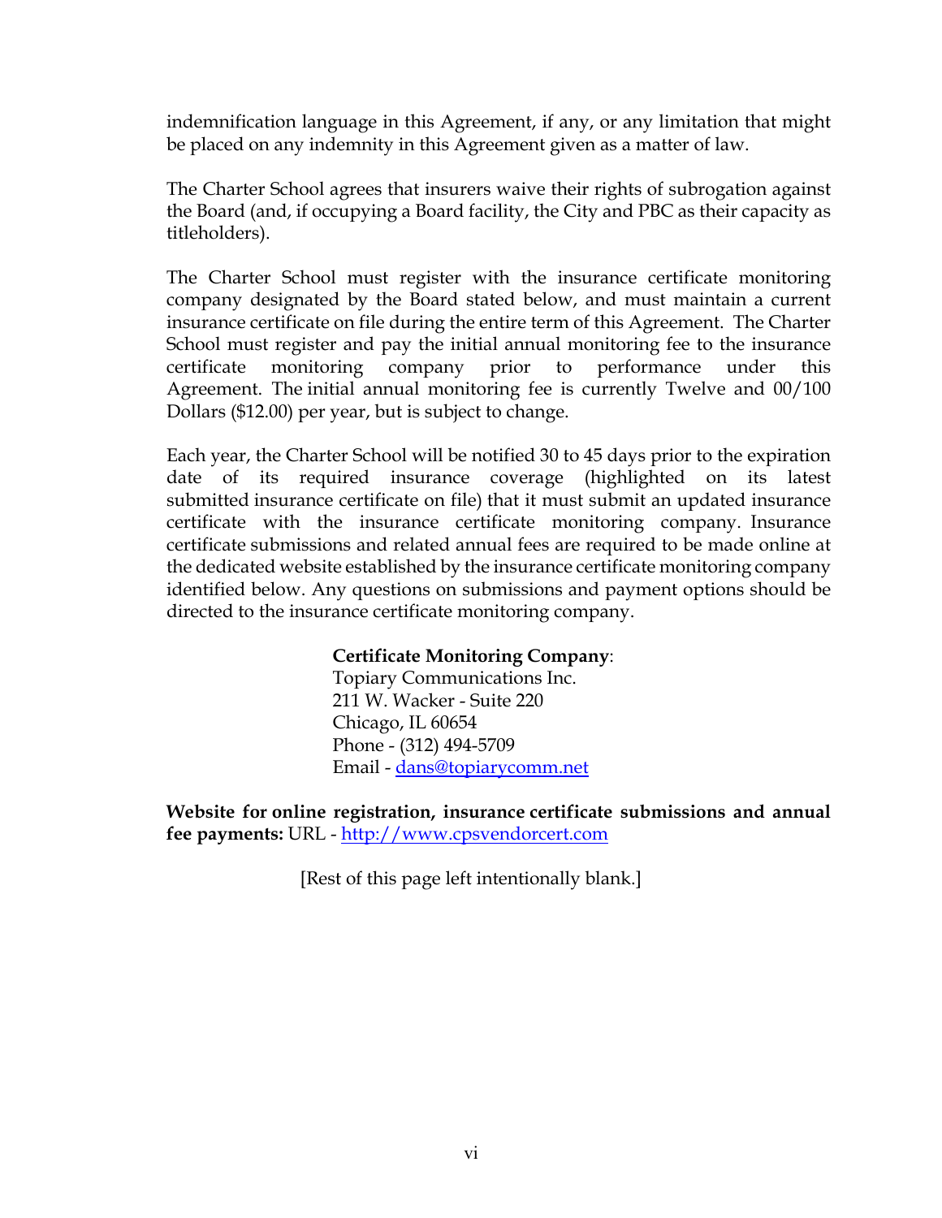indemnification language in this Agreement, if any, or any limitation that might be placed on any indemnity in this Agreement given as a matter of law.

The Charter School agrees that insurers waive their rights of subrogation against the Board (and, if occupying a Board facility, the City and PBC as their capacity as titleholders).

The Charter School must register with the insurance certificate monitoring company designated by the Board stated below, and must maintain a current insurance certificate on file during the entire term of this Agreement. The Charter School must register and pay the initial annual monitoring fee to the insurance certificate monitoring company prior to performance under this Agreement. The initial annual monitoring fee is currently Twelve and 00/100 Dollars ($12.00) per year, but is subject to change.

Each year, the Charter School will be notified 30 to 45 days prior to the expiration date of its required insurance coverage (highlighted on its latest submitted insurance certificate on file) that it must submit an updated insurance certificate with the insurance certificate monitoring company. Insurance certificate submissions and related annual fees are required to be made online at the dedicated website established by the insurance certificate monitoring company identified below. Any questions on submissions and payment options should be directed to the insurance certificate monitoring company.

**Certificate Monitoring Company**:
Topiary Communications Inc.
211 W. Wacker - Suite 220
Chicago, IL 60654
Phone - (312) 494-5709
Email - dans@topiarycomm.net

**Website for online registration, insurance certificate submissions and annual fee payments:** URL - http://www.cpsvendorcert.com

[Rest of this page left intentionally blank.]